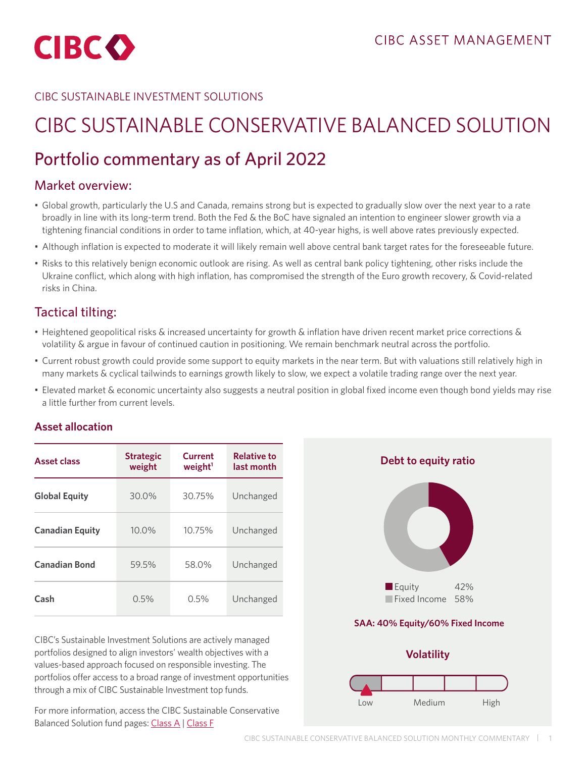CIBC ASSET MANAGEMENT

CIBC SUSTAINABLE INVESTMENT SOLUTIONS

# CIBC SUSTAINABLE CONSERVATIVE BALANCED SOLUTION

## Portfolio commentary as of April 2022

### Market overview:

- Global growth, particularly the U.S and Canada, remains strong but is expected to gradually slow over the next year to a rate broadly in line with its long-term trend. Both the Fed & the BoC have signaled an intention to engineer slower growth via a tightening financial conditions in order to tame inflation, which, at 40-year highs, is well above rates previously expected.
- Although inflation is expected to moderate it will likely remain well above central bank target rates for the foreseeable future.
- Risks to this relatively benign economic outlook are rising. As well as central bank policy tightening, other risks include the Ukraine conflict, which along with high inflation, has compromised the strength of the Euro growth recovery, & Covid-related risks in China.

### Tactical tilting:

- Heightened geopolitical risks & increased uncertainty for growth & inflation have driven recent market price corrections & volatility & argue in favour of continued caution in positioning. We remain benchmark neutral across the portfolio.
- Current robust growth could provide some support to equity markets in the near term. But with valuations still relatively high in many markets & cyclical tailwinds to earnings growth likely to slow, we expect a volatile trading range over the next year.
- Elevated market & economic uncertainty also suggests a neutral position in global fixed income even though bond yields may rise a little further from current levels.

#### Asset allocation

| Asset class | Strategic weight | Current weight[1] | Relative to last month |
|---|---|---|---|
| Global Equity | 30.0% | 30.75% | Unchanged |
| Canadian Equity | 10.0% | 10.75% | Unchanged |
| Canadian Bond | 59.5% | 58.0% | Unchanged |
| Cash | 0.5% | 0.5% | Unchanged |

CIBC's Sustainable Investment Solutions are actively managed portfolios designed to align investors' wealth objectives with a values-based approach focused on responsible investing. The portfolios offer access to a broad range of investment opportunities through a mix of CIBC Sustainable Investment top funds.

For more information, access the CIBC Sustainable Conservative Balanced Solution fund pages: Class A | Class F

**Debt to equity ratio**

| | |
|---|---|
| Equity | 42% |
| Fixed Income | 58% |

**SAA: 40% Equity/60% Fixed Income**

**Volatility**

Low — Medium — High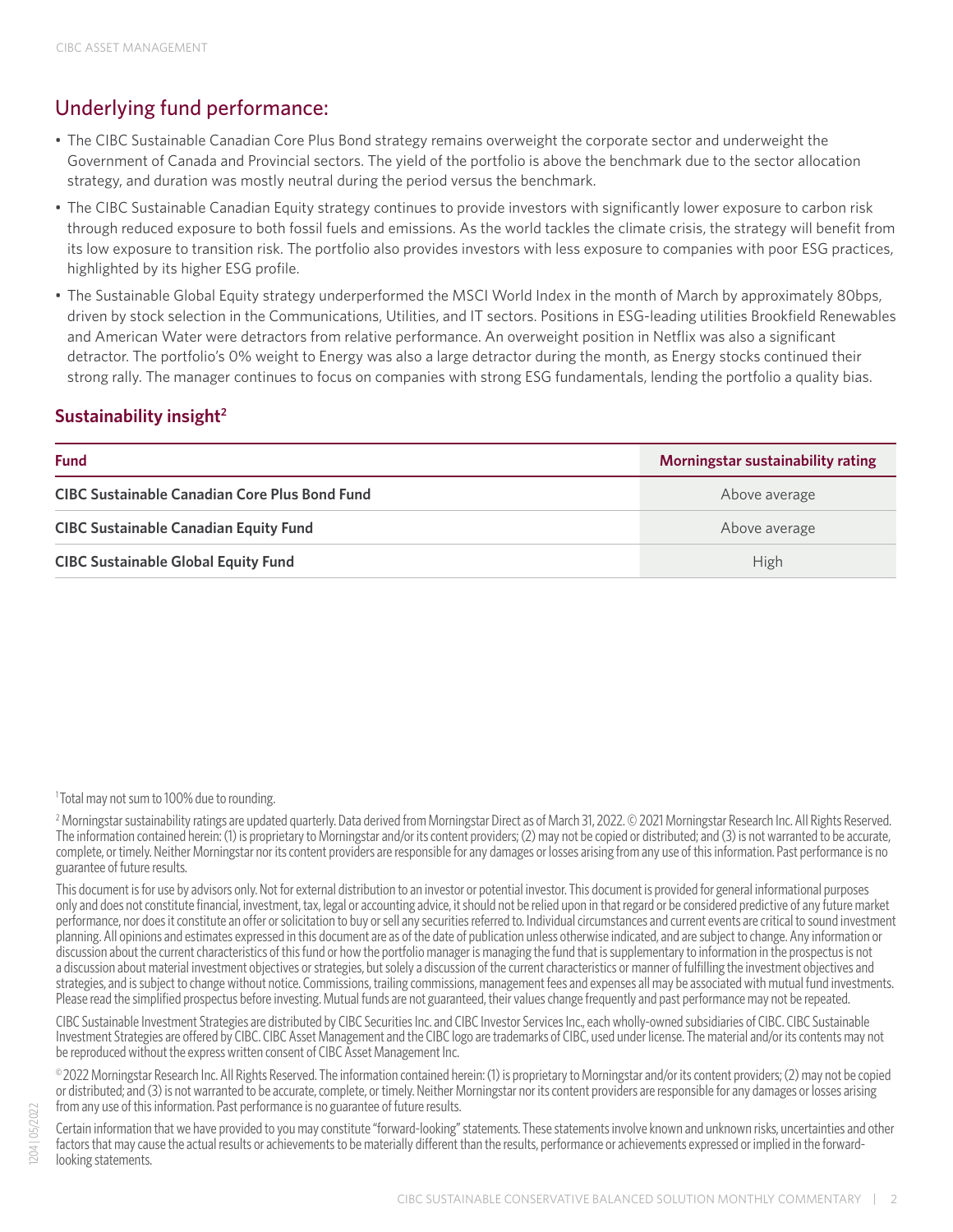## Underlying fund performance:

- The CIBC Sustainable Canadian Core Plus Bond strategy remains overweight the corporate sector and underweight the Government of Canada and Provincial sectors. The yield of the portfolio is above the benchmark due to the sector allocation strategy, and duration was mostly neutral during the period versus the benchmark.
- The CIBC Sustainable Canadian Equity strategy continues to provide investors with significantly lower exposure to carbon risk through reduced exposure to both fossil fuels and emissions. As the world tackles the climate crisis, the strategy will benefit from its low exposure to transition risk. The portfolio also provides investors with less exposure to companies with poor ESG practices, highlighted by its higher ESG profile.
- The Sustainable Global Equity strategy underperformed the MSCI World Index in the month of March by approximately 80bps, driven by stock selection in the Communications, Utilities, and IT sectors. Positions in ESG-leading utilities Brookfield Renewables and American Water were detractors from relative performance. An overweight position in Netflix was also a significant detractor. The portfolio's 0% weight to Energy was also a large detractor during the month, as Energy stocks continued their strong rally. The manager continues to focus on companies with strong ESG fundamentals, lending the portfolio a quality bias.

### Sustainability insight[2]

| Fund | Morningstar sustainability rating |
|---|---|
| CIBC Sustainable Canadian Core Plus Bond Fund | Above average |
| CIBC Sustainable Canadian Equity Fund | Above average |
| CIBC Sustainable Global Equity Fund | High |

[1] Total may not sum to 100% due to rounding.

[2] Morningstar sustainability ratings are updated quarterly. Data derived from Morningstar Direct as of March 31, 2022. © 2021 Morningstar Research Inc. All Rights Reserved. The information contained herein: (1) is proprietary to Morningstar and/or its content providers; (2) may not be copied or distributed; and (3) is not warranted to be accurate, complete, or timely. Neither Morningstar nor its content providers are responsible for any damages or losses arising from any use of this information. Past performance is no guarantee of future results.

This document is for use by advisors only. Not for external distribution to an investor or potential investor. This document is provided for general informational purposes only and does not constitute financial, investment, tax, legal or accounting advice, it should not be relied upon in that regard or be considered predictive of any future market performance, nor does it constitute an offer or solicitation to buy or sell any securities referred to. Individual circumstances and current events are critical to sound investment planning. All opinions and estimates expressed in this document are as of the date of publication unless otherwise indicated, and are subject to change. Any information or discussion about the current characteristics of this fund or how the portfolio manager is managing the fund that is supplementary to information in the prospectus is not a discussion about material investment objectives or strategies, but solely a discussion of the current characteristics or manner of fulfilling the investment objectives and strategies, and is subject to change without notice. Commissions, trailing commissions, management fees and expenses all may be associated with mutual fund investments. Please read the simplified prospectus before investing. Mutual funds are not guaranteed, their values change frequently and past performance may not be repeated.

CIBC Sustainable Investment Strategies are distributed by CIBC Securities Inc. and CIBC Investor Services Inc., each wholly-owned subsidiaries of CIBC. CIBC Sustainable Investment Strategies are offered by CIBC. CIBC Asset Management and the CIBC logo are trademarks of CIBC, used under license. The material and/or its contents may not be reproduced without the express written consent of CIBC Asset Management Inc.

© 2022 Morningstar Research Inc. All Rights Reserved. The information contained herein: (1) is proprietary to Morningstar and/or its content providers; (2) may not be copied or distributed; and (3) is not warranted to be accurate, complete, or timely. Neither Morningstar nor its content providers are responsible for any damages or losses arising from any use of this information. Past performance is no guarantee of future results.

Certain information that we have provided to you may constitute "forward-looking" statements. These statements involve known and unknown risks, uncertainties and other factors that may cause the actual results or achievements to be materially different than the results, performance or achievements expressed or implied in the forward-looking statements.

1204 | 05/2022